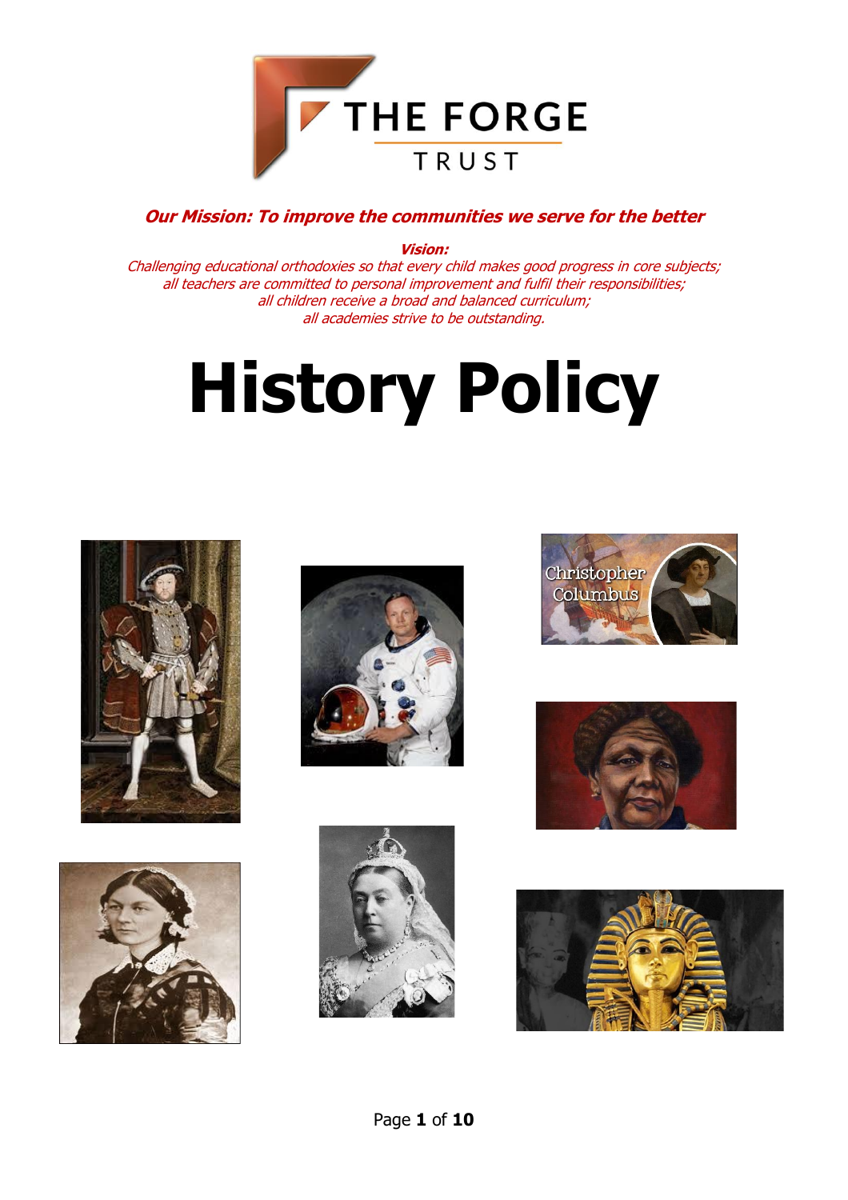THE FORGE TRUST

***Our Mission: To improve the communities we serve for the better***

***Vision:***

*Challenging educational orthodoxies so that every child makes good progress in core subjects;*
*all teachers are committed to personal improvement and fulfil their responsibilities;*
*all children receive a broad and balanced curriculum;*
*all academies strive to be outstanding.*

# History Policy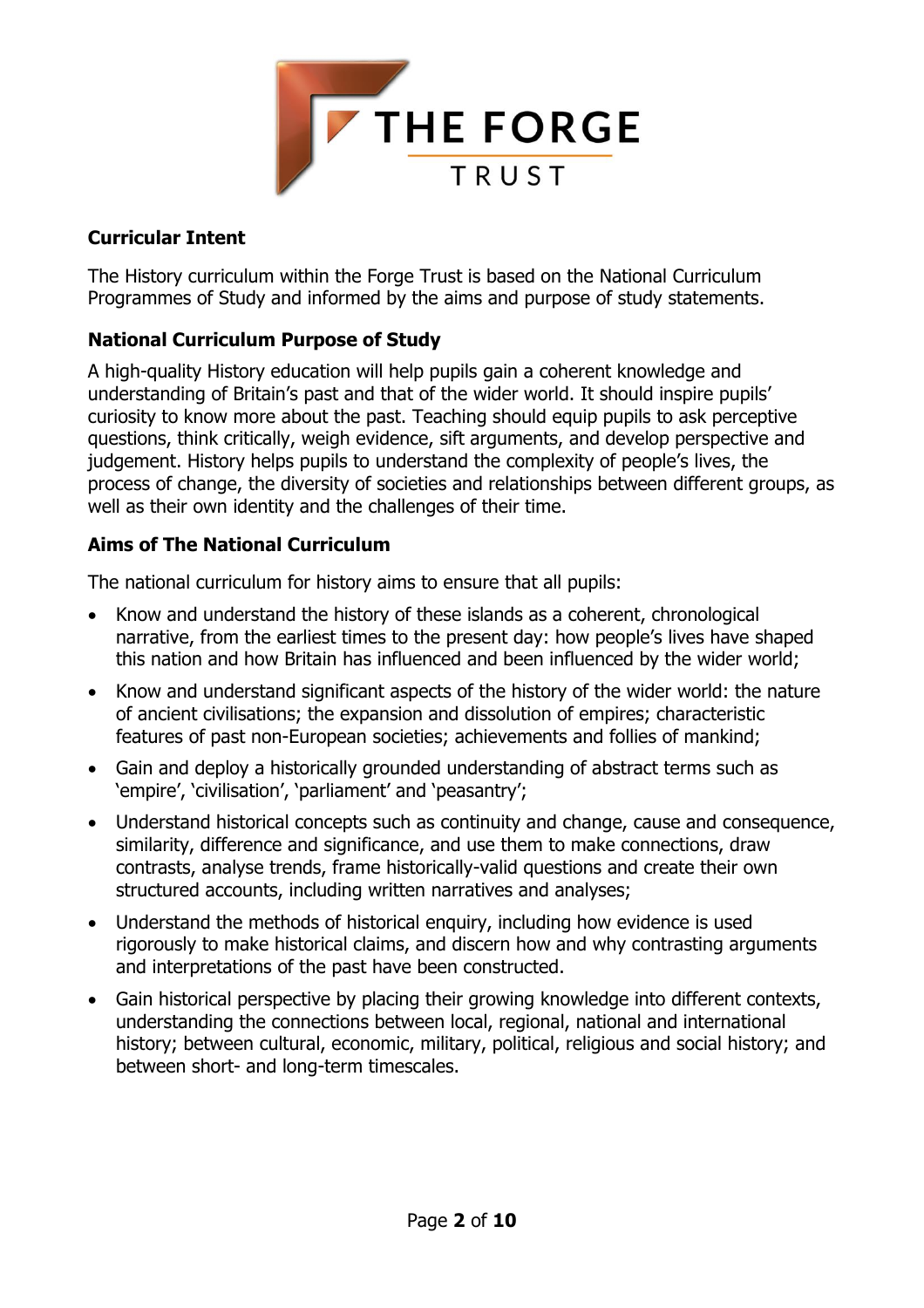## Curricular Intent

The History curriculum within the Forge Trust is based on the National Curriculum Programmes of Study and informed by the aims and purpose of study statements.

## National Curriculum Purpose of Study

A high-quality History education will help pupils gain a coherent knowledge and understanding of Britain's past and that of the wider world. It should inspire pupils' curiosity to know more about the past. Teaching should equip pupils to ask perceptive questions, think critically, weigh evidence, sift arguments, and develop perspective and judgement. History helps pupils to understand the complexity of people's lives, the process of change, the diversity of societies and relationships between different groups, as well as their own identity and the challenges of their time.

## Aims of The National Curriculum

The national curriculum for history aims to ensure that all pupils:

- Know and understand the history of these islands as a coherent, chronological narrative, from the earliest times to the present day: how people's lives have shaped this nation and how Britain has influenced and been influenced by the wider world;
- Know and understand significant aspects of the history of the wider world: the nature of ancient civilisations; the expansion and dissolution of empires; characteristic features of past non-European societies; achievements and follies of mankind;
- Gain and deploy a historically grounded understanding of abstract terms such as 'empire', 'civilisation', 'parliament' and 'peasantry';
- Understand historical concepts such as continuity and change, cause and consequence, similarity, difference and significance, and use them to make connections, draw contrasts, analyse trends, frame historically-valid questions and create their own structured accounts, including written narratives and analyses;
- Understand the methods of historical enquiry, including how evidence is used rigorously to make historical claims, and discern how and why contrasting arguments and interpretations of the past have been constructed.
- Gain historical perspective by placing their growing knowledge into different contexts, understanding the connections between local, regional, national and international history; between cultural, economic, military, political, religious and social history; and between short- and long-term timescales.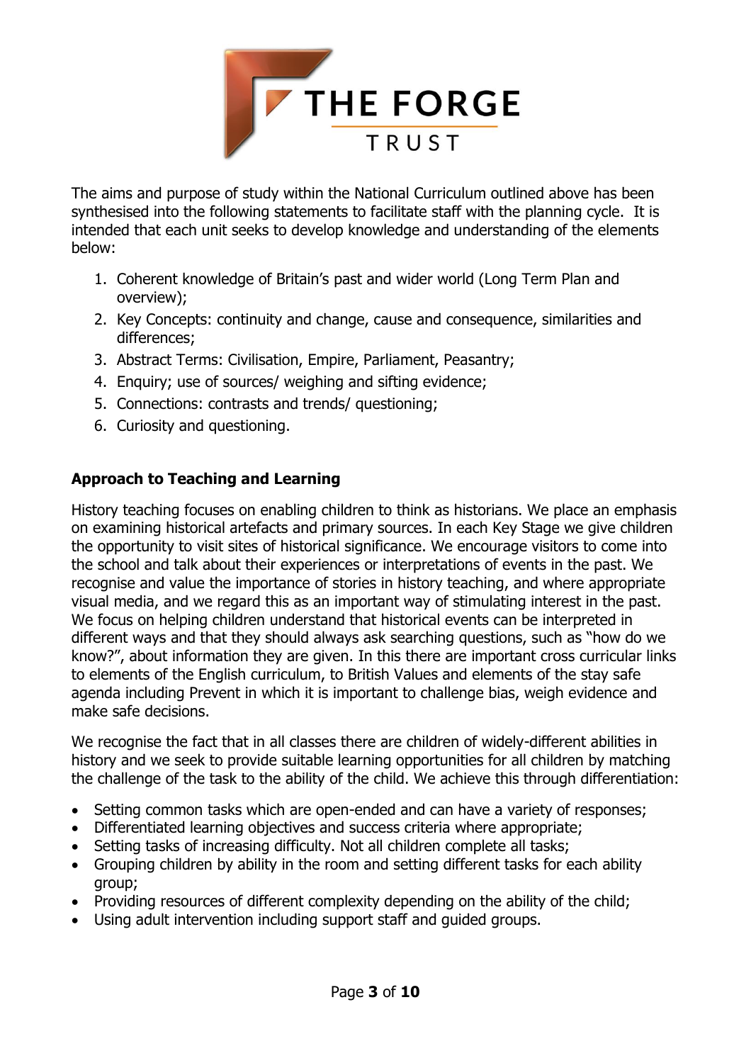The aims and purpose of study within the National Curriculum outlined above has been synthesised into the following statements to facilitate staff with the planning cycle. It is intended that each unit seeks to develop knowledge and understanding of the elements below:

1. Coherent knowledge of Britain's past and wider world (Long Term Plan and overview);
2. Key Concepts: continuity and change, cause and consequence, similarities and differences;
3. Abstract Terms: Civilisation, Empire, Parliament, Peasantry;
4. Enquiry; use of sources/ weighing and sifting evidence;
5. Connections: contrasts and trends/ questioning;
6. Curiosity and questioning.

## Approach to Teaching and Learning

History teaching focuses on enabling children to think as historians. We place an emphasis on examining historical artefacts and primary sources. In each Key Stage we give children the opportunity to visit sites of historical significance. We encourage visitors to come into the school and talk about their experiences or interpretations of events in the past. We recognise and value the importance of stories in history teaching, and where appropriate visual media, and we regard this as an important way of stimulating interest in the past. We focus on helping children understand that historical events can be interpreted in different ways and that they should always ask searching questions, such as "how do we know?", about information they are given. In this there are important cross curricular links to elements of the English curriculum, to British Values and elements of the stay safe agenda including Prevent in which it is important to challenge bias, weigh evidence and make safe decisions.

We recognise the fact that in all classes there are children of widely-different abilities in history and we seek to provide suitable learning opportunities for all children by matching the challenge of the task to the ability of the child. We achieve this through differentiation:

- Setting common tasks which are open-ended and can have a variety of responses;
- Differentiated learning objectives and success criteria where appropriate;
- Setting tasks of increasing difficulty. Not all children complete all tasks;
- Grouping children by ability in the room and setting different tasks for each ability group;
- Providing resources of different complexity depending on the ability of the child;
- Using adult intervention including support staff and guided groups.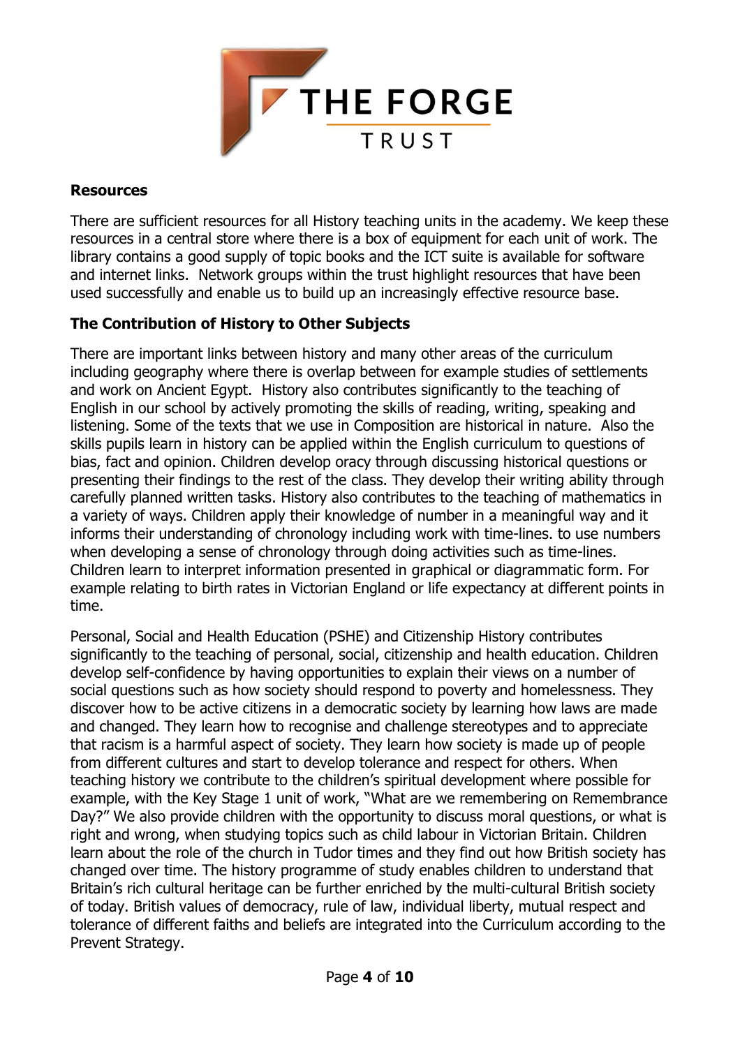## Resources

There are sufficient resources for all History teaching units in the academy. We keep these resources in a central store where there is a box of equipment for each unit of work. The library contains a good supply of topic books and the ICT suite is available for software and internet links. Network groups within the trust highlight resources that have been used successfully and enable us to build up an increasingly effective resource base.

## The Contribution of History to Other Subjects

There are important links between history and many other areas of the curriculum including geography where there is overlap between for example studies of settlements and work on Ancient Egypt. History also contributes significantly to the teaching of English in our school by actively promoting the skills of reading, writing, speaking and listening. Some of the texts that we use in Composition are historical in nature. Also the skills pupils learn in history can be applied within the English curriculum to questions of bias, fact and opinion. Children develop oracy through discussing historical questions or presenting their findings to the rest of the class. They develop their writing ability through carefully planned written tasks. History also contributes to the teaching of mathematics in a variety of ways. Children apply their knowledge of number in a meaningful way and it informs their understanding of chronology including work with time-lines. to use numbers when developing a sense of chronology through doing activities such as time-lines. Children learn to interpret information presented in graphical or diagrammatic form. For example relating to birth rates in Victorian England or life expectancy at different points in time.

Personal, Social and Health Education (PSHE) and Citizenship History contributes significantly to the teaching of personal, social, citizenship and health education. Children develop self-confidence by having opportunities to explain their views on a number of social questions such as how society should respond to poverty and homelessness. They discover how to be active citizens in a democratic society by learning how laws are made and changed. They learn how to recognise and challenge stereotypes and to appreciate that racism is a harmful aspect of society. They learn how society is made up of people from different cultures and start to develop tolerance and respect for others. When teaching history we contribute to the children's spiritual development where possible for example, with the Key Stage 1 unit of work, "What are we remembering on Remembrance Day?" We also provide children with the opportunity to discuss moral questions, or what is right and wrong, when studying topics such as child labour in Victorian Britain. Children learn about the role of the church in Tudor times and they find out how British society has changed over time. The history programme of study enables children to understand that Britain's rich cultural heritage can be further enriched by the multi-cultural British society of today. British values of democracy, rule of law, individual liberty, mutual respect and tolerance of different faiths and beliefs are integrated into the Curriculum according to the Prevent Strategy.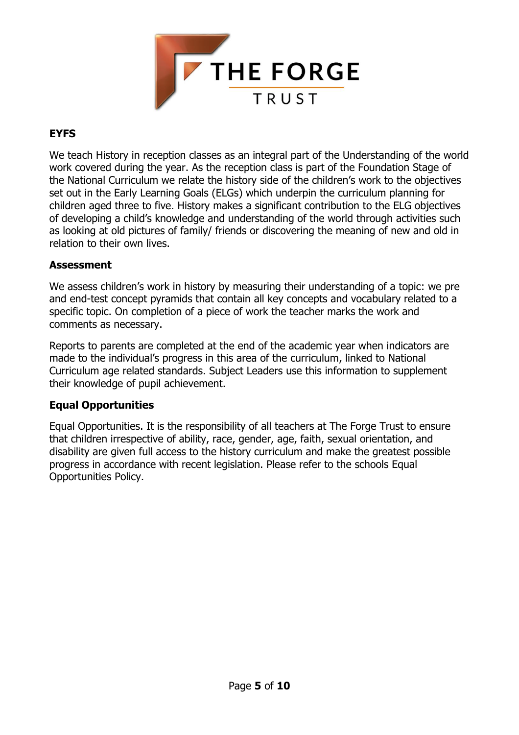## EYFS

We teach History in reception classes as an integral part of the Understanding of the world work covered during the year. As the reception class is part of the Foundation Stage of the National Curriculum we relate the history side of the children's work to the objectives set out in the Early Learning Goals (ELGs) which underpin the curriculum planning for children aged three to five. History makes a significant contribution to the ELG objectives of developing a child's knowledge and understanding of the world through activities such as looking at old pictures of family/ friends or discovering the meaning of new and old in relation to their own lives.

## Assessment

We assess children's work in history by measuring their understanding of a topic: we pre and end-test concept pyramids that contain all key concepts and vocabulary related to a specific topic. On completion of a piece of work the teacher marks the work and comments as necessary.

Reports to parents are completed at the end of the academic year when indicators are made to the individual's progress in this area of the curriculum, linked to National Curriculum age related standards. Subject Leaders use this information to supplement their knowledge of pupil achievement.

## Equal Opportunities

Equal Opportunities. It is the responsibility of all teachers at The Forge Trust to ensure that children irrespective of ability, race, gender, age, faith, sexual orientation, and disability are given full access to the history curriculum and make the greatest possible progress in accordance with recent legislation. Please refer to the schools Equal Opportunities Policy.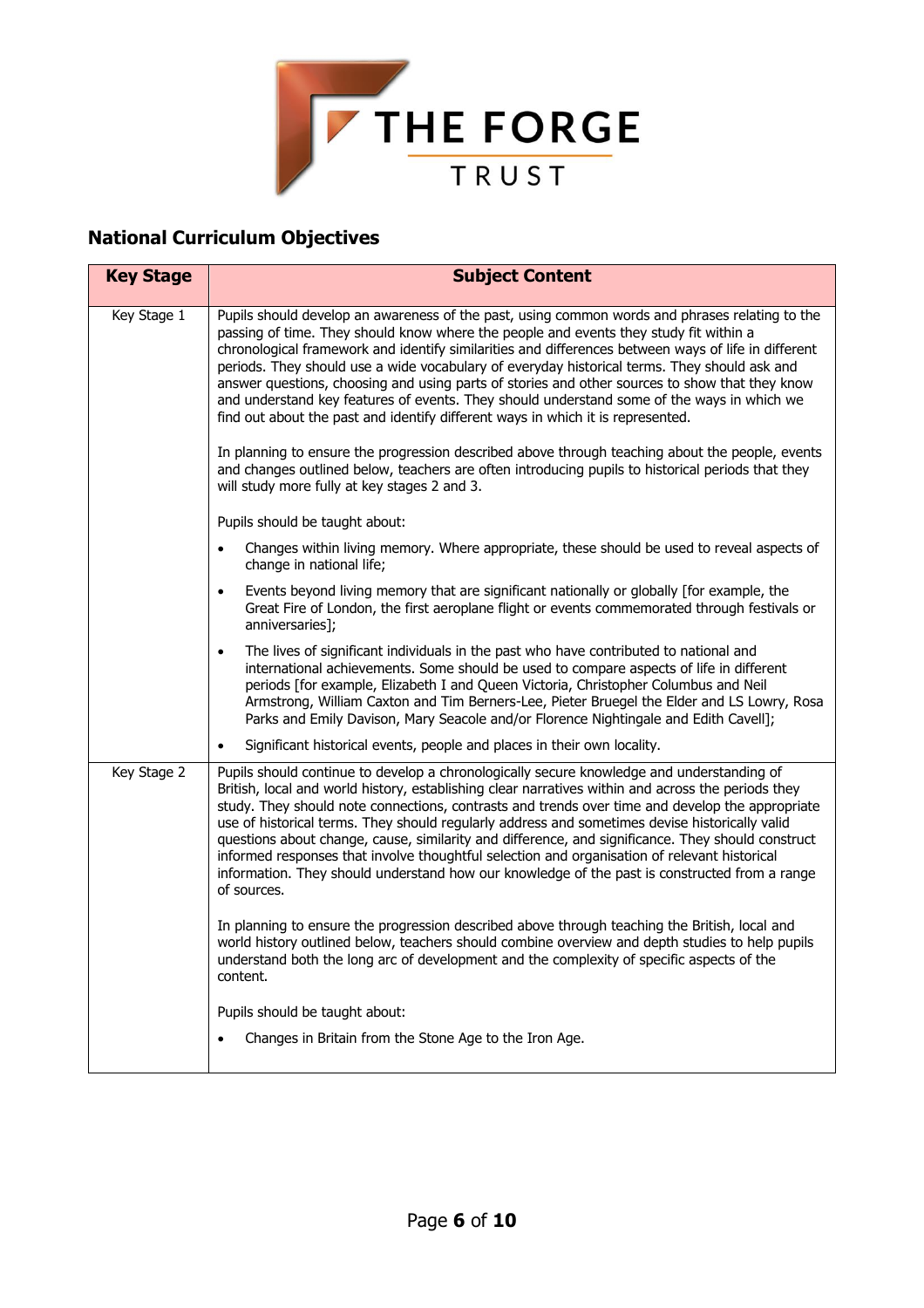## National Curriculum Objectives

| Key Stage | Subject Content |
| --- | --- |
| Key Stage 1 | Pupils should develop an awareness of the past, using common words and phrases relating to the passing of time. They should know where the people and events they study fit within a chronological framework and identify similarities and differences between ways of life in different periods. They should use a wide vocabulary of everyday historical terms. They should ask and answer questions, choosing and using parts of stories and other sources to show that they know and understand key features of events. They should understand some of the ways in which we find out about the past and identify different ways in which it is represented.<br><br>In planning to ensure the progression described above through teaching about the people, events and changes outlined below, teachers are often introducing pupils to historical periods that they will study more fully at key stages 2 and 3.<br><br>Pupils should be taught about:<br><br>• Changes within living memory. Where appropriate, these should be used to reveal aspects of change in national life;<br>• Events beyond living memory that are significant nationally or globally [for example, the Great Fire of London, the first aeroplane flight or events commemorated through festivals or anniversaries];<br>• The lives of significant individuals in the past who have contributed to national and international achievements. Some should be used to compare aspects of life in different periods [for example, Elizabeth I and Queen Victoria, Christopher Columbus and Neil Armstrong, William Caxton and Tim Berners-Lee, Pieter Bruegel the Elder and LS Lowry, Rosa Parks and Emily Davison, Mary Seacole and/or Florence Nightingale and Edith Cavell];<br>• Significant historical events, people and places in their own locality. |
| Key Stage 2 | Pupils should continue to develop a chronologically secure knowledge and understanding of British, local and world history, establishing clear narratives within and across the periods they study. They should note connections, contrasts and trends over time and develop the appropriate use of historical terms. They should regularly address and sometimes devise historically valid questions about change, cause, similarity and difference, and significance. They should construct informed responses that involve thoughtful selection and organisation of relevant historical information. They should understand how our knowledge of the past is constructed from a range of sources.<br><br>In planning to ensure the progression described above through teaching the British, local and world history outlined below, teachers should combine overview and depth studies to help pupils understand both the long arc of development and the complexity of specific aspects of the content.<br><br>Pupils should be taught about:<br><br>• Changes in Britain from the Stone Age to the Iron Age. |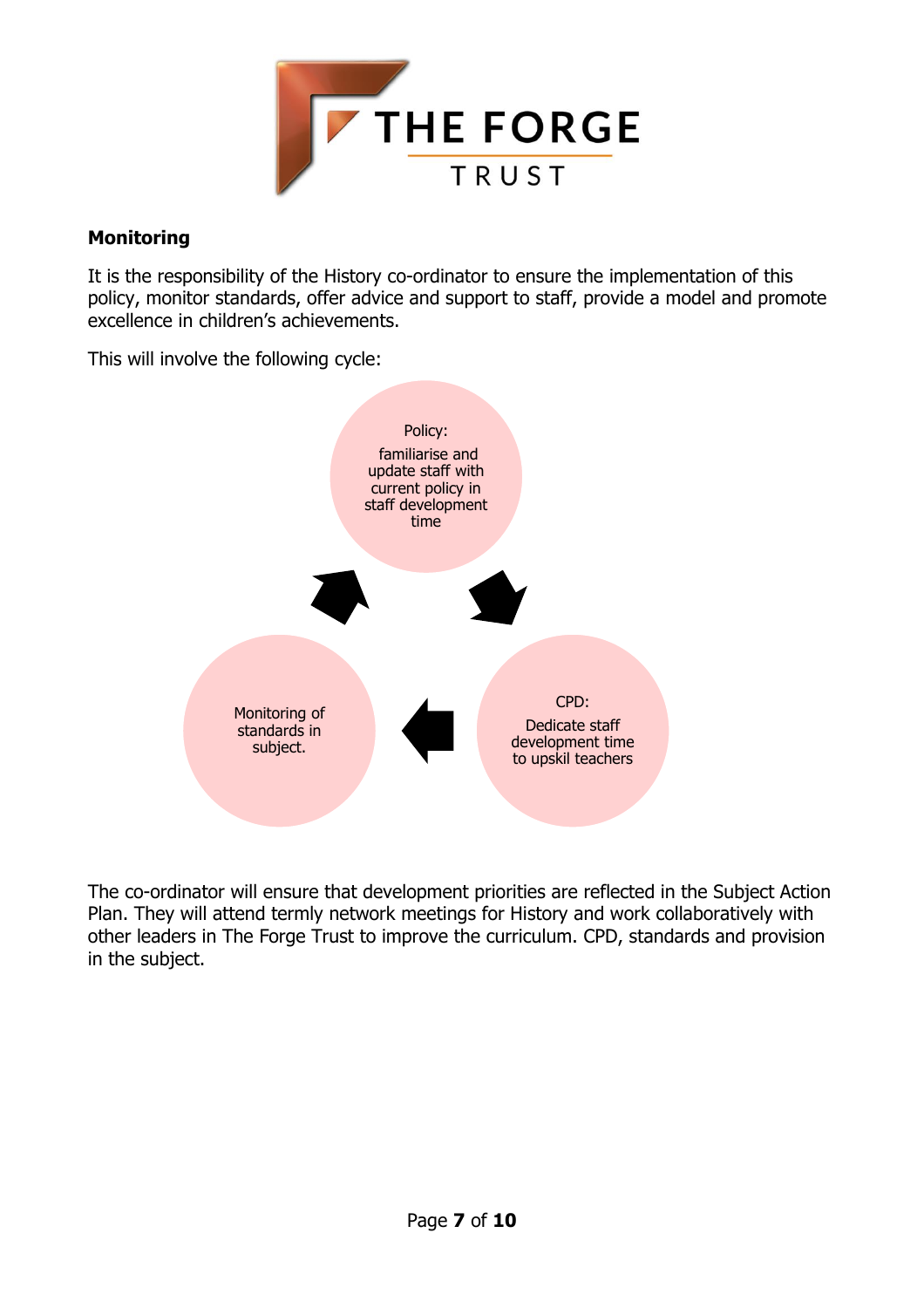## Monitoring

It is the responsibility of the History co-ordinator to ensure the implementation of this policy, monitor standards, offer advice and support to staff, provide a model and promote excellence in children's achievements.

This will involve the following cycle:

Policy:
familiarise and update staff with current policy in staff development time

CPD:
Dedicate staff development time to upskil teachers

Monitoring of standards in subject.

The co-ordinator will ensure that development priorities are reflected in the Subject Action Plan. They will attend termly network meetings for History and work collaboratively with other leaders in The Forge Trust to improve the curriculum. CPD, standards and provision in the subject.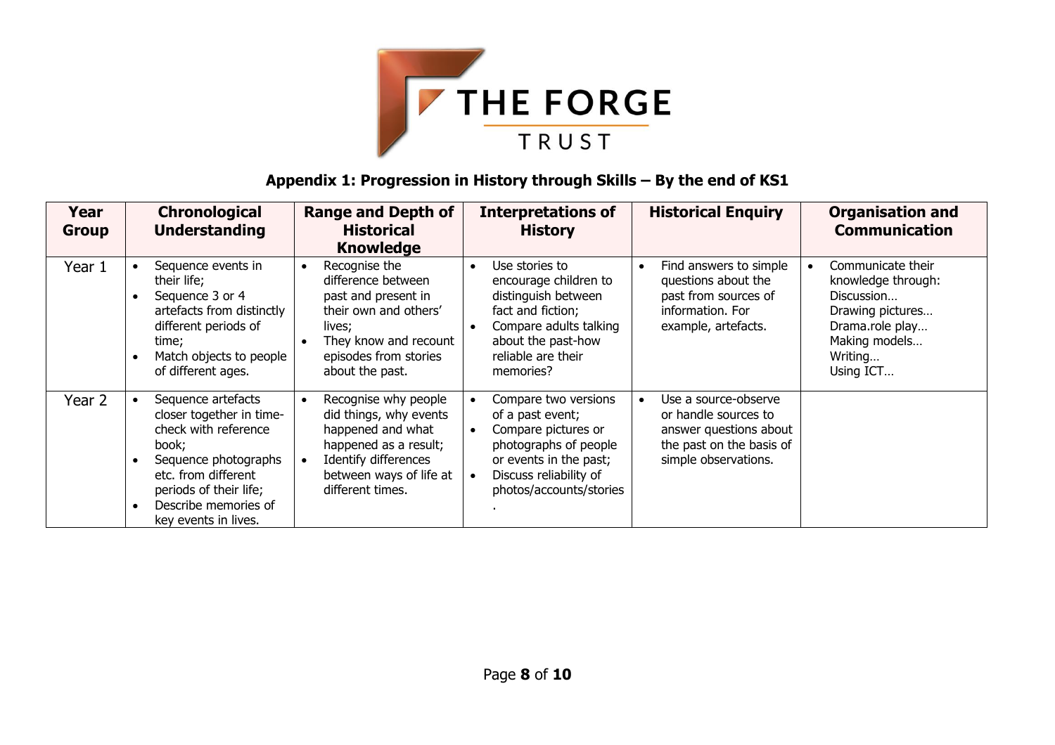THE FORGE TRUST

### Appendix 1: Progression in History through Skills – By the end of KS1

| Year Group | Chronological Understanding | Range and Depth of Historical Knowledge | Interpretations of History | Historical Enquiry | Organisation and Communication |
|---|---|---|---|---|---|
| Year 1 | • Sequence events in their life;<br>• Sequence 3 or 4 artefacts from distinctly different periods of time;<br>• Match objects to people of different ages. | • Recognise the difference between past and present in their own and others' lives;<br>• They know and recount episodes from stories about the past. | • Use stories to encourage children to distinguish between fact and fiction;<br>• Compare adults talking about the past-how reliable are their memories? | • Find answers to simple questions about the past from sources of information. For example, artefacts. | • Communicate their knowledge through:<br>Discussion…<br>Drawing pictures…<br>Drama.role play…<br>Making models…<br>Writing…<br>Using ICT… |
| Year 2 | • Sequence artefacts closer together in time-check with reference book;<br>• Sequence photographs etc. from different periods of their life;<br>• Describe memories of key events in lives. | • Recognise why people did things, why events happened and what happened as a result;<br>• Identify differences between ways of life at different times. | • Compare two versions of a past event;<br>• Compare pictures or photographs of people or events in the past;<br>• Discuss reliability of photos/accounts/stories<br>. | • Use a source-observe or handle sources to answer questions about the past on the basis of simple observations. | |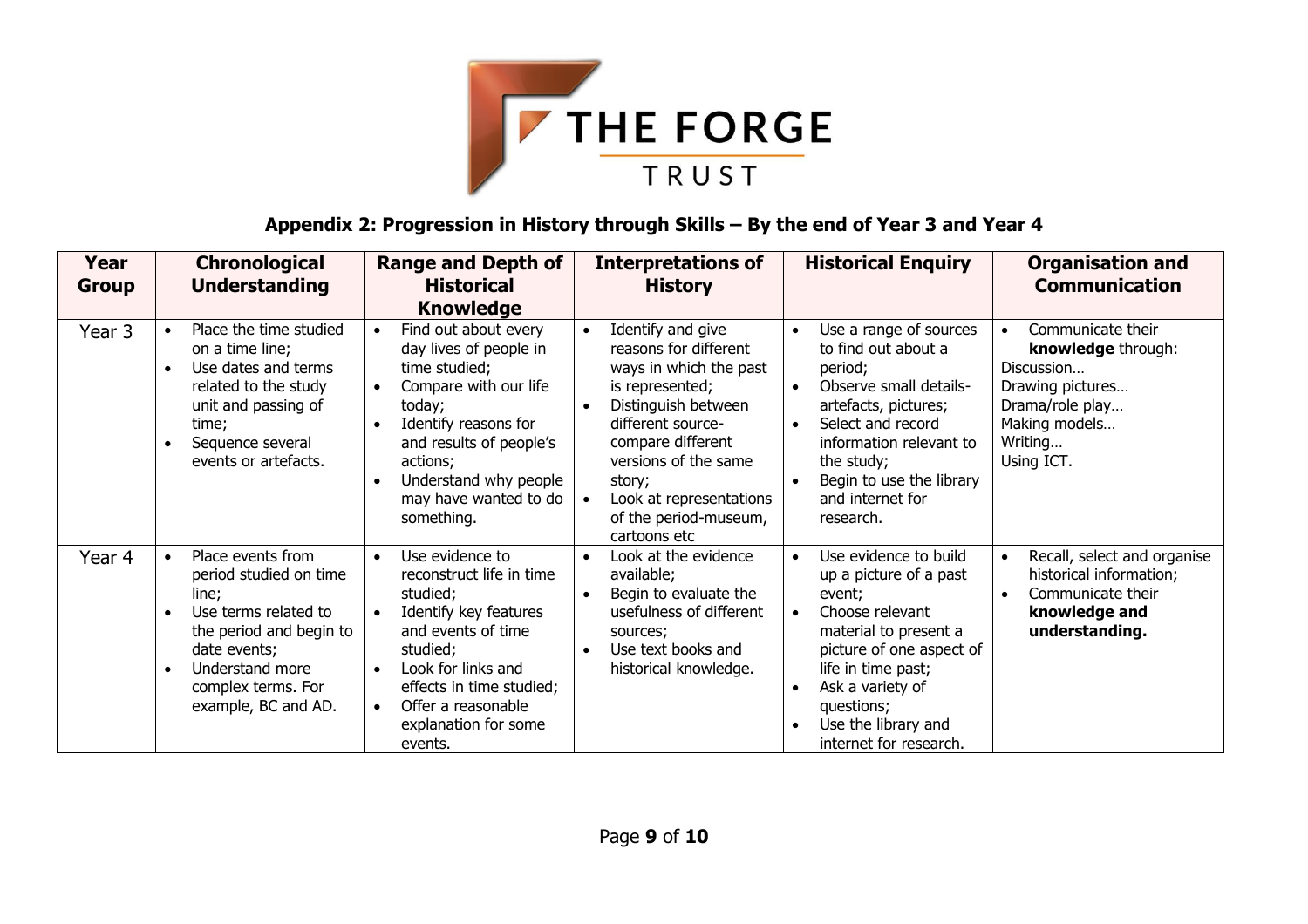THE FORGE TRUST

## Appendix 2: Progression in History through Skills – By the end of Year 3 and Year 4

| Year Group | Chronological Understanding | Range and Depth of Historical Knowledge | Interpretations of History | Historical Enquiry | Organisation and Communication |
|---|---|---|---|---|---|
| Year 3 | • Place the time studied on a time line;<br>• Use dates and terms related to the study unit and passing of time;<br>• Sequence several events or artefacts. | • Find out about every day lives of people in time studied;<br>• Compare with our life today;<br>• Identify reasons for and results of people's actions;<br>• Understand why people may have wanted to do something. | • Identify and give reasons for different ways in which the past is represented;<br>• Distinguish between different source-compare different versions of the same story;<br>• Look at representations of the period-museum, cartoons etc | • Use a range of sources to find out about a period;<br>• Observe small details-artefacts, pictures;<br>• Select and record information relevant to the study;<br>• Begin to use the library and internet for research. | • Communicate their **knowledge** through:<br>Discussion…<br>Drawing pictures…<br>Drama/role play…<br>Making models…<br>Writing…<br>Using ICT. |
| Year 4 | • Place events from period studied on time line;<br>• Use terms related to the period and begin to date events;<br>• Understand more complex terms. For example, BC and AD. | • Use evidence to reconstruct life in time studied;<br>• Identify key features and events of time studied;<br>• Look for links and effects in time studied;<br>• Offer a reasonable explanation for some events. | • Look at the evidence available;<br>• Begin to evaluate the usefulness of different sources;<br>• Use text books and historical knowledge. | • Use evidence to build up a picture of a past event;<br>• Choose relevant material to present a picture of one aspect of life in time past;<br>• Ask a variety of questions;<br>• Use the library and internet for research. | • Recall, select and organise historical information;<br>• Communicate their **knowledge and understanding.** |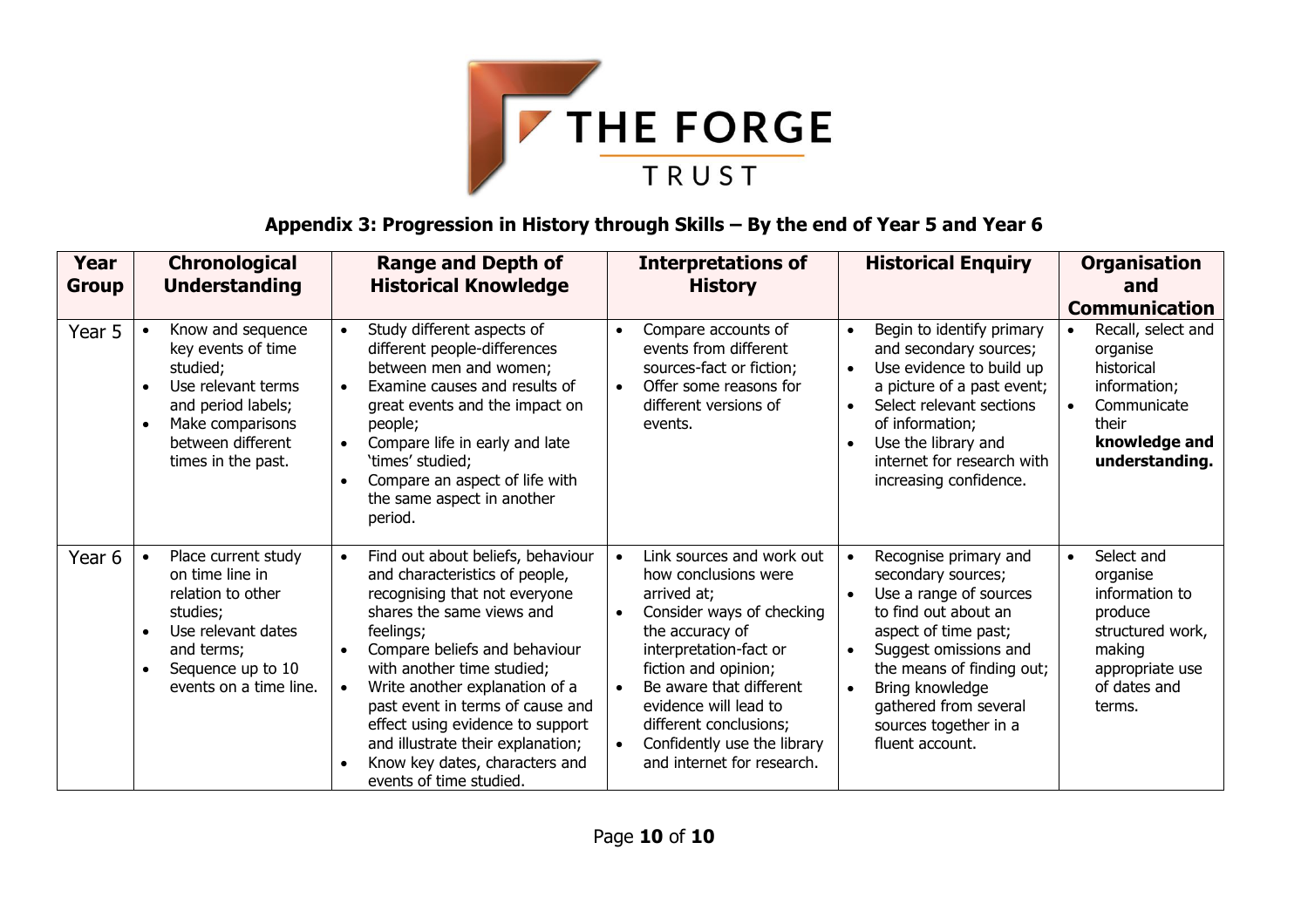THE FORGE TRUST

## Appendix 3: Progression in History through Skills – By the end of Year 5 and Year 6

| Year Group | Chronological Understanding | Range and Depth of Historical Knowledge | Interpretations of History | Historical Enquiry | Organisation and Communication |
|---|---|---|---|---|---|
| Year 5 | • Know and sequence key events of time studied;<br>• Use relevant terms and period labels;<br>• Make comparisons between different times in the past. | • Study different aspects of different people-differences between men and women;<br>• Examine causes and results of great events and the impact on people;<br>• Compare life in early and late 'times' studied;<br>• Compare an aspect of life with the same aspect in another period. | • Compare accounts of events from different sources-fact or fiction;<br>• Offer some reasons for different versions of events. | • Begin to identify primary and secondary sources;<br>• Use evidence to build up a picture of a past event;<br>• Select relevant sections of information;<br>• Use the library and internet for research with increasing confidence. | • Recall, select and organise historical information;<br>• Communicate their **knowledge and understanding.** |
| Year 6 | • Place current study on time line in relation to other studies;<br>• Use relevant dates and terms;<br>• Sequence up to 10 events on a time line. | • Find out about beliefs, behaviour and characteristics of people, recognising that not everyone shares the same views and feelings;<br>• Compare beliefs and behaviour with another time studied;<br>• Write another explanation of a past event in terms of cause and effect using evidence to support and illustrate their explanation;<br>• Know key dates, characters and events of time studied. | • Link sources and work out how conclusions were arrived at;<br>• Consider ways of checking the accuracy of interpretation-fact or fiction and opinion;<br>• Be aware that different evidence will lead to different conclusions;<br>• Confidently use the library and internet for research. | • Recognise primary and secondary sources;<br>• Use a range of sources to find out about an aspect of time past;<br>• Suggest omissions and the means of finding out;<br>• Bring knowledge gathered from several sources together in a fluent account. | • Select and organise information to produce structured work, making appropriate use of dates and terms. |